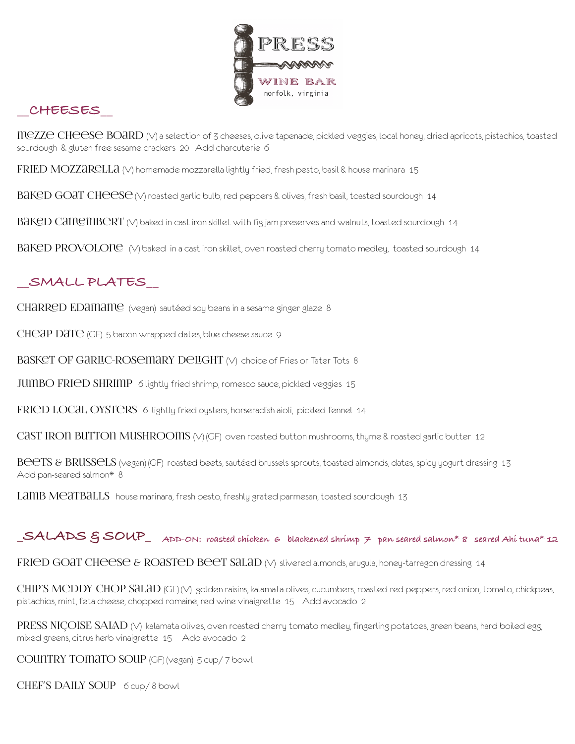# PRESS WINE BAR

norfolk, virginia

## __CHEESES__

**MEZZE CHEESE BOARD** (V) a selection of 3 cheeses, olive tapenade, pickled veggies, local honey, dried apricots, pistachios, toasted sourdough & gluten free sesame crackers 20 Add charcuterie 6

**FRIED MOZZARELLA** (V) homemade mozzarella lightly fried, fresh pesto, basil & house marinara 15

**BAKED GOAT CHEESE** (V) roasted garlic bulb, red peppers & olives, fresh basil, toasted sourdough 14

**BAKED CAMEMBERT** (V) baked in cast iron skillet with fig jam preserves and walnuts, toasted sourdough 14

**BAKED PROVOLONE** (V) baked in a cast iron skillet, oven roasted cherry tomato medley, toasted sourdough 14

## __SMALL PLATES__

**CHARRED EDAMAME** (vegan) sautéed soy beans in a sesame ginger glaze 8

**CHEAP DATE** (GF) 5 bacon wrapped dates, blue cheese sauce 9

**BASKET OF GARLIC-ROSEMARY DELIGHT** (V) choice of Fries or Tater Tots 8

**JUMBO FRIED SHRIMP** 6 lightly fried shrimp, romesco sauce, pickled veggies 15

**FRIED LOCAL OYSTERS** 6 lightly fried oysters, horseradish aioli, pickled fennel 14

**CAST IRON BUTTON MUSHROOMS** (V) (GF) oven roasted button mushrooms, thyme & roasted garlic butter 12

**BEETS & BRUSSELS** (vegan) (GF) roasted beets, sautéed brussels sprouts, toasted almonds, dates, spicy yogurt dressing 13
Add pan-seared salmon* 8

**LAMB MEATBALLS** house marinara, fresh pesto, freshly grated parmesan, toasted sourdough 13

## _SALADS & SOUP_

ADD-ON: roasted chicken 6 blackened shrimp 7 pan seared salmon* 8 seared Ahi tuna* 12

**FRIED GOAT CHEESE & ROASTED BEET SALAD** (V) slivered almonds, arugula, honey-tarragon dressing 14

**CHIP'S MEDDY CHOP SALAD** (GF) (V) golden raisins, kalamata olives, cucumbers, roasted red peppers, red onion, tomato, chickpeas, pistachios, mint, feta cheese, chopped romaine, red wine vinaigrette 15 Add avocado 2

**PRESS NIÇOISE SALAD** (V) kalamata olives, oven roasted cherry tomato medley, fingerling potatoes, green beans, hard boiled egg, mixed greens, citrus herb vinaigrette 15 Add avocado 2

**COUNTRY TOMATO SOUP** (GF) (vegan) 5 cup/ 7 bowl

**CHEF'S DAILY SOUP** 6 cup/ 8 bowl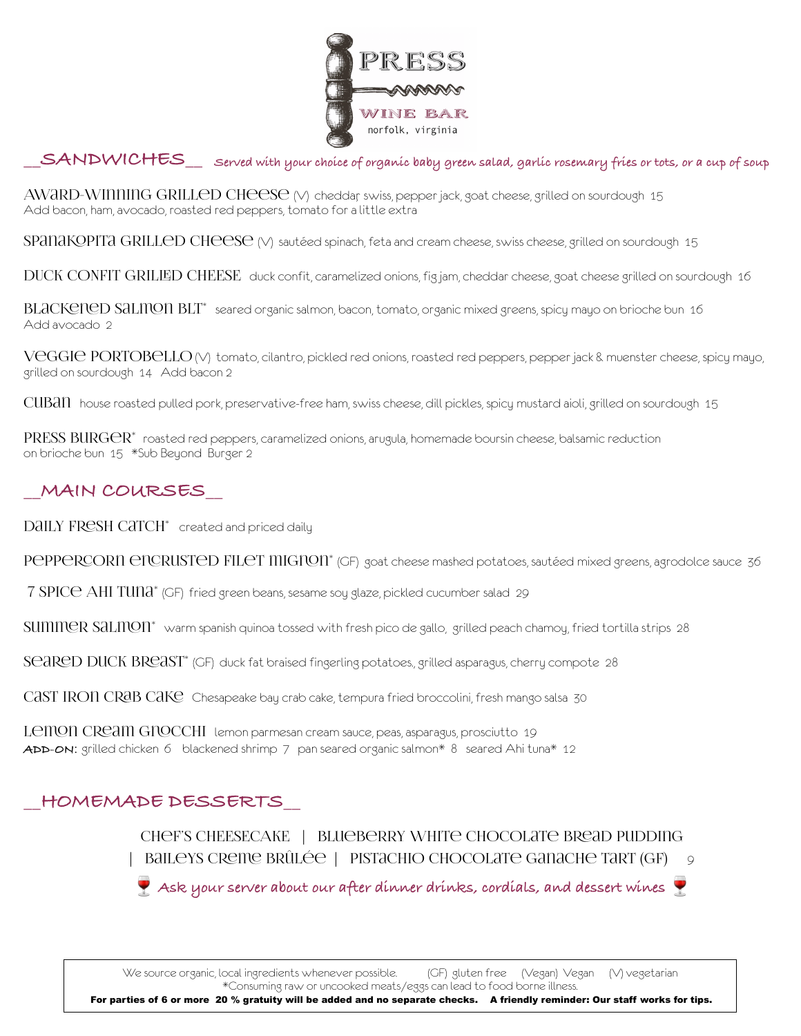# PRESS WINE BAR

norfolk, virginia

## __SANDWICHES__

*served with your choice of organic baby green salad, garlic rosemary fries or tots, or a cup of soup*

**AWARD-WINNING GRILLED CHEESE** (V) cheddar, swiss, pepper jack, goat cheese, grilled on sourdough 15
Add bacon, ham, avocado, roasted red peppers, tomato for a little extra

**SPANAKOPITA GRILLED CHEESE** (V) sautéed spinach, feta and cream cheese, swiss cheese, grilled on sourdough 15

**DUCK CONFIT GRILLED CHEESE** duck confit, caramelized onions, fig jam, cheddar cheese, goat cheese grilled on sourdough 16

**BLACKENED SALMON BLT*** seared organic salmon, bacon, tomato, organic mixed greens, spicy mayo on brioche bun 16
Add avocado 2

**VEGGIE PORTOBELLO** (V) tomato, cilantro, pickled red onions, roasted red peppers, pepper jack & muenster cheese, spicy mayo, grilled on sourdough 14 Add bacon 2

**CUBAN** house roasted pulled pork, preservative-free ham, swiss cheese, dill pickles, spicy mustard aioli, grilled on sourdough 15

**PRESS BURGER*** roasted red peppers, caramelized onions, arugula, homemade boursin cheese, balsamic reduction on brioche bun 15 *Sub Beyond Burger 2

## __MAIN COURSES__

**DAILY FRESH CATCH*** created and priced daily

**PEPPERCORN ENCRUSTED FILET MIGNON*** (GF) goat cheese mashed potatoes, sautéed mixed greens, agrodolce sauce 36

**7 SPICE AHI TUNA*** (GF) fried green beans, sesame soy glaze, pickled cucumber salad 29

**SUMMER SALMON*** warm spanish quinoa tossed with fresh pico de gallo, grilled peach chamoy, fried tortilla strips 28

**SEARED DUCK BREAST*** (GF) duck fat braised fingerling potatoes., grilled asparagus, cherry compote 28

**CAST IRON CRAB CAKE** Chesapeake bay crab cake, tempura fried broccolini, fresh mango salsa 30

**LEMON CREAM GNOCCHI** lemon parmesan cream sauce, peas, asparagus, prosciutto 19
**ADD-ON:** grilled chicken 6 blackened shrimp 7 pan seared organic salmon* 8 seared Ahi tuna* 12

## __HOMEMADE DESSERTS__

CHEF'S CHEESECAKE | BLUEBERRY WHITE CHOCOLATE BREAD PUDDING | BAILEYS CREME BRÛLÉE | PISTACHIO CHOCOLATE GANACHE TART (GF) 9

🍷 *Ask your server about our after dinner drinks, cordials, and dessert wines* 🍷

We source organic, local ingredients whenever possible. (GF) gluten free (Vegan) Vegan (V) vegetarian
*Consuming raw or uncooked meats/eggs can lead to food borne illness.
**For parties of 6 or more 20 % gratuity will be added and no separate checks. A friendly reminder: Our staff works for tips.**